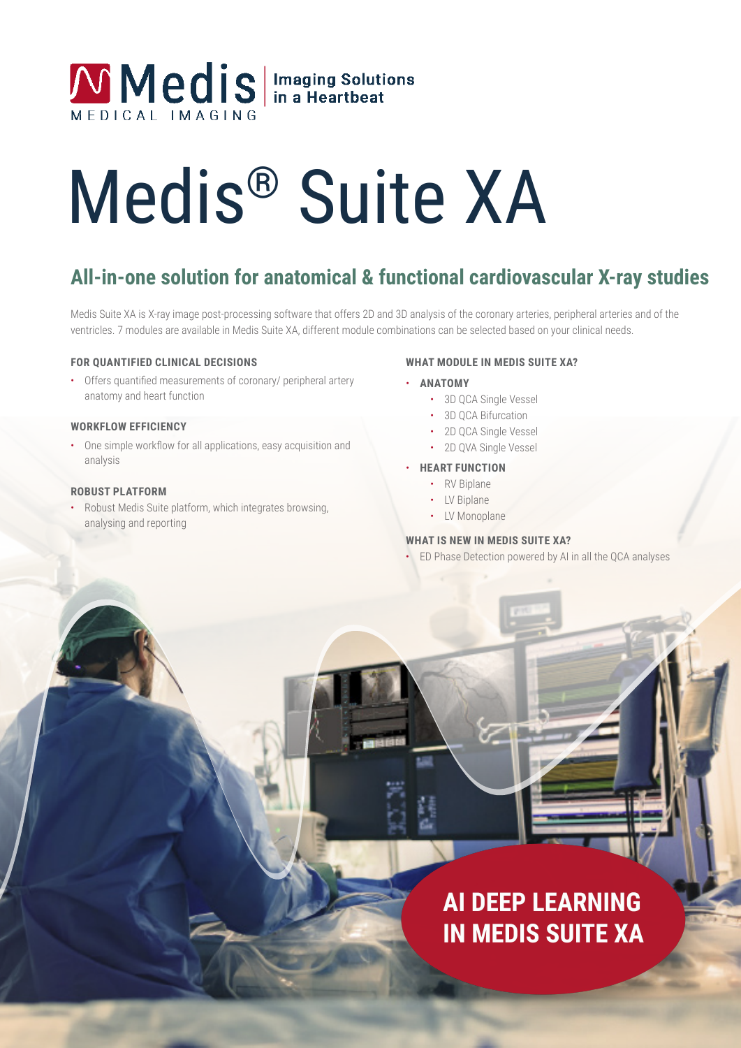# Medis® Suite XA

## All-in-one solution for anatomical & functional cardiovascular X-ray studies

Medis Suite XA is X-ray image post-processing software that offers 2D and 3D analysis of the coronary arteries, peripheral arteries and of the ventricles. 7 modules are available in Medis Suite XA, different module combinations can be selected based on your clinical needs.

### FOR QUANTIFIED CLINICAL DECISIONS

- Offers quantified measurements of coronary/ peripheral artery anatomy and heart function

### WORKFLOW EFFICIENCY

- One simple workflow for all applications, easy acquisition and analysis

### ROBUST PLATFORM

- Robust Medis Suite platform, which integrates browsing, analysing and reporting

### WHAT MODULE IN MEDIS SUITE XA?

- **ANATOMY**
  - 3D QCA Single Vessel
  - 3D QCA Bifurcation
  - 2D QCA Single Vessel
  - 2D QVA Single Vessel
- **HEART FUNCTION**
  - RV Biplane
  - LV Biplane
  - LV Monoplane

### WHAT IS NEW IN MEDIS SUITE XA?

- ED Phase Detection powered by AI in all the QCA analyses

**AI DEEP LEARNING IN MEDIS SUITE XA**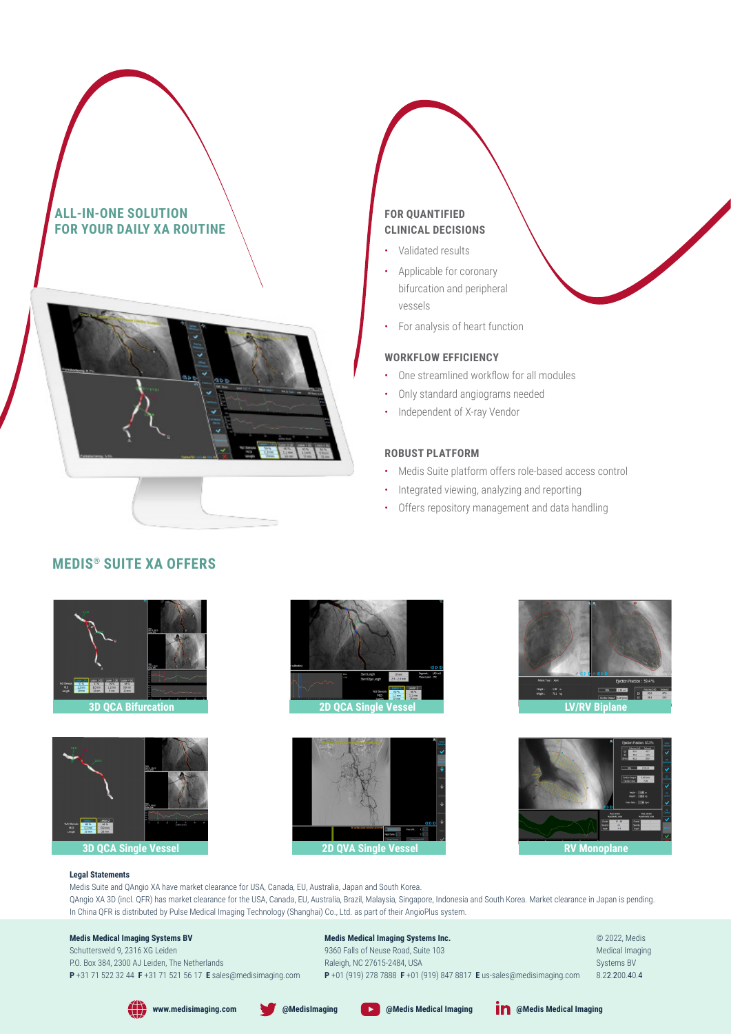## ALL-IN-ONE SOLUTION FOR YOUR DAILY XA ROUTINE

### FOR QUANTIFIED CLINICAL DECISIONS

- Validated results
- Applicable for coronary bifurcation and peripheral vessels
- For analysis of heart function

### WORKFLOW EFFICIENCY

- One streamlined workflow for all modules
- Only standard angiograms needed
- Independent of X-ray Vendor

### ROBUST PLATFORM

- Medis Suite platform offers role-based access control
- Integrated viewing, analyzing and reporting
- Offers repository management and data handling

## MEDIS® SUITE XA OFFERS

3D QCA Bifurcation

2D QCA Single Vessel

LV/RV Biplane

3D QCA Single Vessel

2D QVA Single Vessel

RV Monoplane

**Legal Statements**

Medis Suite and QAngio XA have market clearance for USA, Canada, EU, Australia, Japan and South Korea.

QAngio XA 3D (incl. QFR) has market clearance for the USA, Canada, EU, Australia, Brazil, Malaysia, Singapore, Indonesia and South Korea. Market clearance in Japan is pending.

In China QFR is distributed by Pulse Medical Imaging Technology (Shanghai) Co., Ltd. as part of their AngioPlus system.

**Medis Medical Imaging Systems BV**
Schuttersveld 9, 2316 XG Leiden
P.O. Box 384, 2300 AJ Leiden, The Netherlands
**P** +31 71 522 32 44 **F** +31 71 521 56 17 **E** sales@medisimaging.com

**Medis Medical Imaging Systems Inc.**
9360 Falls of Neuse Road, Suite 103
Raleigh, NC 27615-2484, USA
**P** +01 (919) 278 7888 **F** +01 (919) 847 8817 **E** us-sales@medisimaging.com

© 2022, Medis Medical Imaging Systems BV
8.22.200.40.4

www.medisimaging.com | @MedisImaging | @Medis Medical Imaging | @Medis Medical Imaging